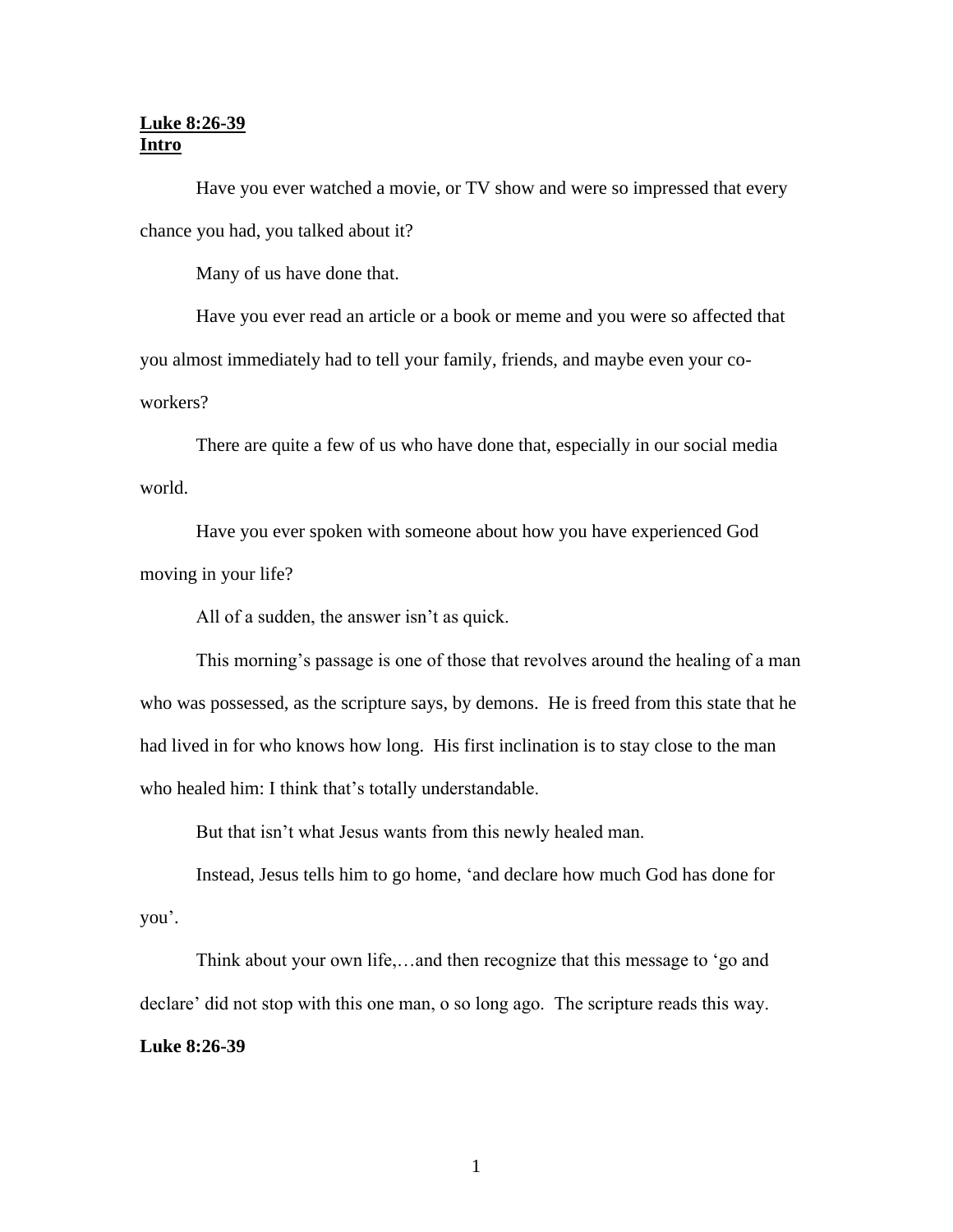**Luke 8:26-39**
**Intro**

Have you ever watched a movie, or TV show and were so impressed that every chance you had, you talked about it?

Many of us have done that.

Have you ever read an article or a book or meme and you were so affected that you almost immediately had to tell your family, friends, and maybe even your co-workers?

There are quite a few of us who have done that, especially in our social media world.

Have you ever spoken with someone about how you have experienced God moving in your life?

All of a sudden, the answer isn't as quick.

This morning's passage is one of those that revolves around the healing of a man who was possessed, as the scripture says, by demons. He is freed from this state that he had lived in for who knows how long. His first inclination is to stay close to the man who healed him: I think that's totally understandable.

But that isn't what Jesus wants from this newly healed man.

Instead, Jesus tells him to go home, 'and declare how much God has done for you'.

Think about your own life,…and then recognize that this message to 'go and declare' did not stop with this one man, o so long ago. The scripture reads this way.

**Luke 8:26-39**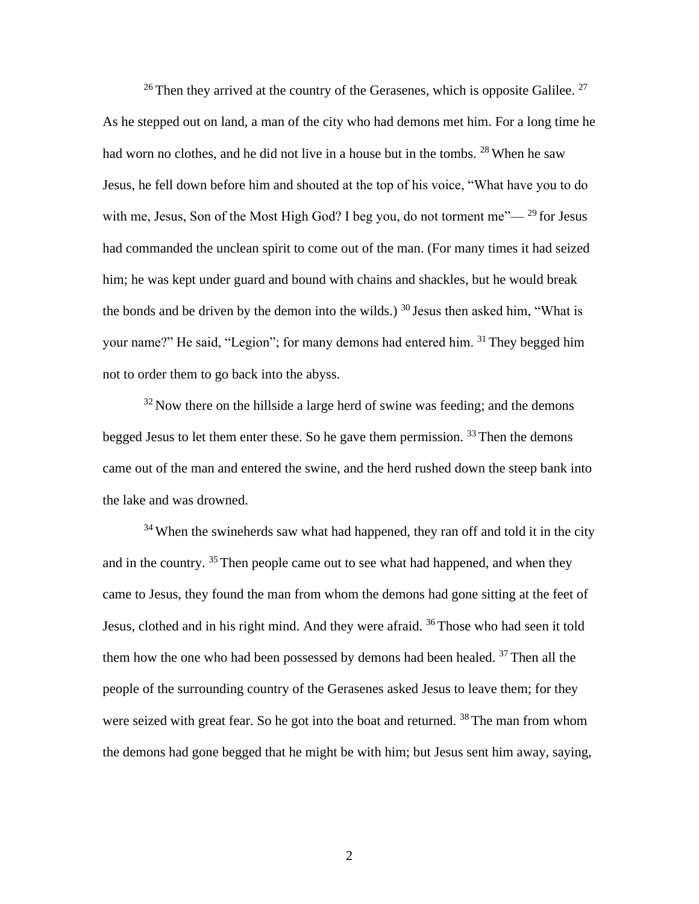[26] Then they arrived at the country of the Gerasenes, which is opposite Galilee. [27] As he stepped out on land, a man of the city who had demons met him. For a long time he had worn no clothes, and he did not live in a house but in the tombs. [28] When he saw Jesus, he fell down before him and shouted at the top of his voice, “What have you to do with me, Jesus, Son of the Most High God? I beg you, do not torment me”— [29] for Jesus had commanded the unclean spirit to come out of the man. (For many times it had seized him; he was kept under guard and bound with chains and shackles, but he would break the bonds and be driven by the demon into the wilds.) [30] Jesus then asked him, “What is your name?” He said, “Legion”; for many demons had entered him. [31] They begged him not to order them to go back into the abyss.

[32] Now there on the hillside a large herd of swine was feeding; and the demons begged Jesus to let them enter these. So he gave them permission. [33] Then the demons came out of the man and entered the swine, and the herd rushed down the steep bank into the lake and was drowned.

[34] When the swineherds saw what had happened, they ran off and told it in the city and in the country. [35] Then people came out to see what had happened, and when they came to Jesus, they found the man from whom the demons had gone sitting at the feet of Jesus, clothed and in his right mind. And they were afraid. [36] Those who had seen it told them how the one who had been possessed by demons had been healed. [37] Then all the people of the surrounding country of the Gerasenes asked Jesus to leave them; for they were seized with great fear. So he got into the boat and returned. [38] The man from whom the demons had gone begged that he might be with him; but Jesus sent him away, saying,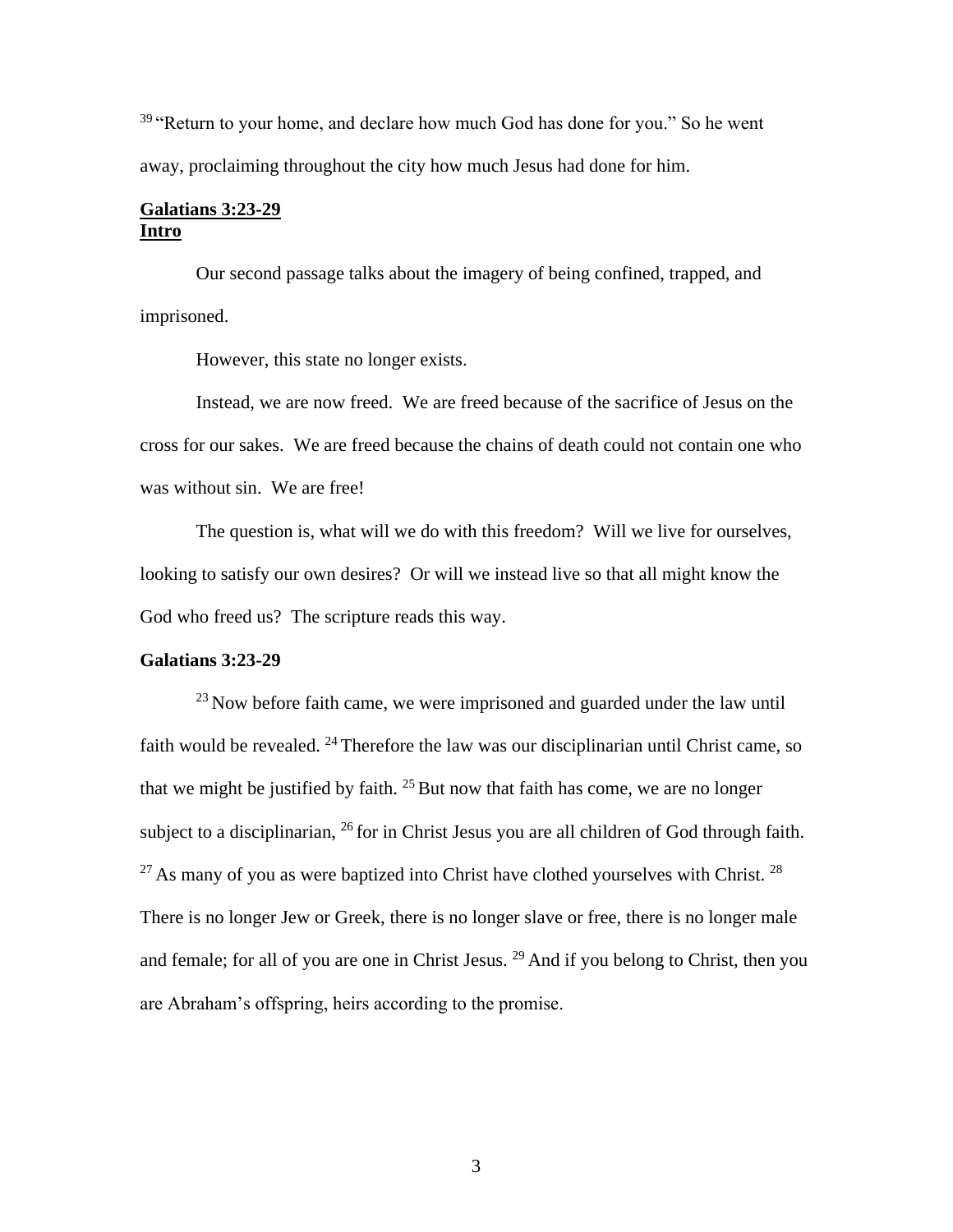[39] "Return to your home, and declare how much God has done for you." So he went away, proclaiming throughout the city how much Jesus had done for him.

**Galatians 3:23-29**
**Intro**

Our second passage talks about the imagery of being confined, trapped, and imprisoned.

However, this state no longer exists.

Instead, we are now freed. We are freed because of the sacrifice of Jesus on the cross for our sakes. We are freed because the chains of death could not contain one who was without sin. We are free!

The question is, what will we do with this freedom? Will we live for ourselves, looking to satisfy our own desires? Or will we instead live so that all might know the God who freed us? The scripture reads this way.

**Galatians 3:23-29**

[23] Now before faith came, we were imprisoned and guarded under the law until faith would be revealed. [24] Therefore the law was our disciplinarian until Christ came, so that we might be justified by faith. [25] But now that faith has come, we are no longer subject to a disciplinarian, [26] for in Christ Jesus you are all children of God through faith. [27] As many of you as were baptized into Christ have clothed yourselves with Christ. [28] There is no longer Jew or Greek, there is no longer slave or free, there is no longer male and female; for all of you are one in Christ Jesus. [29] And if you belong to Christ, then you are Abraham's offspring, heirs according to the promise.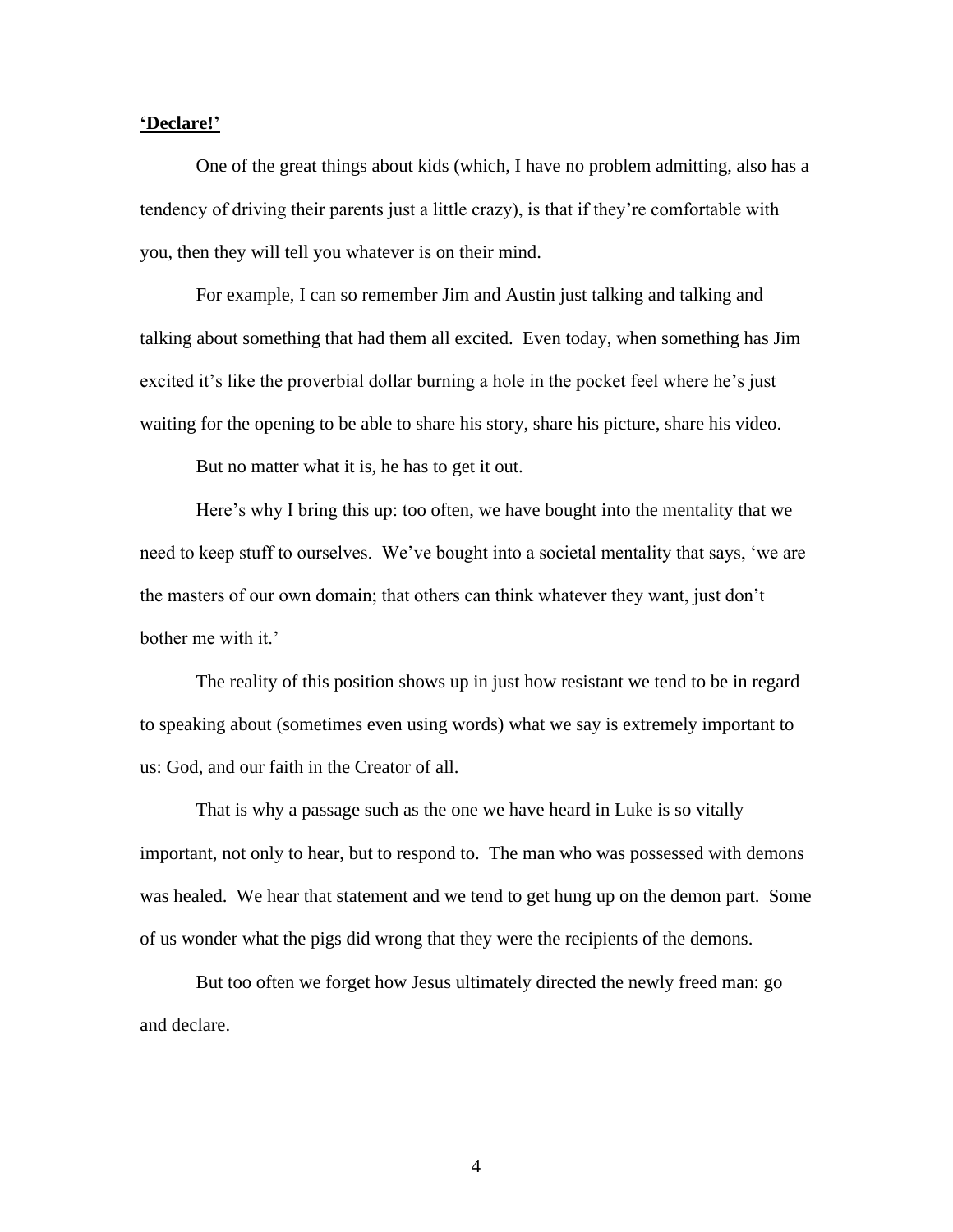**<u>'Declare!'</u>**

One of the great things about kids (which, I have no problem admitting, also has a tendency of driving their parents just a little crazy), is that if they're comfortable with you, then they will tell you whatever is on their mind.

For example, I can so remember Jim and Austin just talking and talking and talking about something that had them all excited. Even today, when something has Jim excited it's like the proverbial dollar burning a hole in the pocket feel where he's just waiting for the opening to be able to share his story, share his picture, share his video.

But no matter what it is, he has to get it out.

Here's why I bring this up: too often, we have bought into the mentality that we need to keep stuff to ourselves. We've bought into a societal mentality that says, 'we are the masters of our own domain; that others can think whatever they want, just don't bother me with it.'

The reality of this position shows up in just how resistant we tend to be in regard to speaking about (sometimes even using words) what we say is extremely important to us: God, and our faith in the Creator of all.

That is why a passage such as the one we have heard in Luke is so vitally important, not only to hear, but to respond to. The man who was possessed with demons was healed. We hear that statement and we tend to get hung up on the demon part. Some of us wonder what the pigs did wrong that they were the recipients of the demons.

But too often we forget how Jesus ultimately directed the newly freed man: go and declare.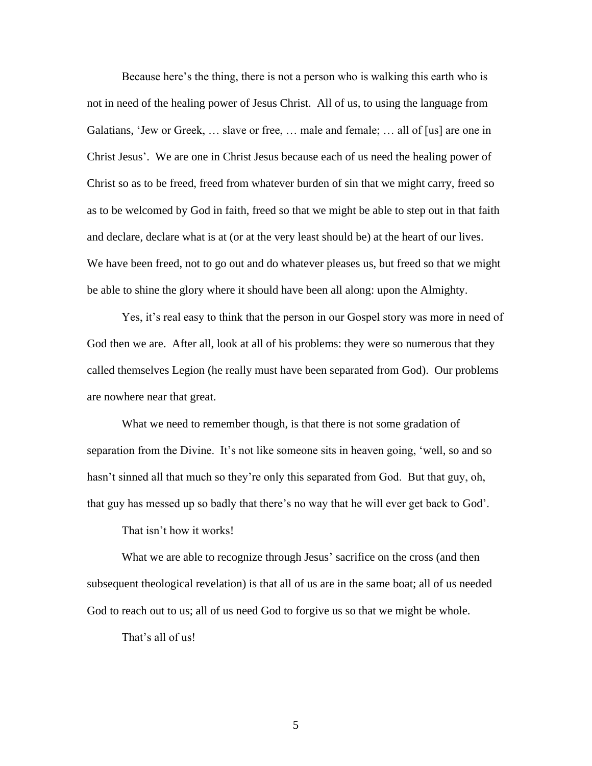Because here's the thing, there is not a person who is walking this earth who is not in need of the healing power of Jesus Christ. All of us, to using the language from Galatians, 'Jew or Greek, … slave or free, … male and female; … all of [us] are one in Christ Jesus'. We are one in Christ Jesus because each of us need the healing power of Christ so as to be freed, freed from whatever burden of sin that we might carry, freed so as to be welcomed by God in faith, freed so that we might be able to step out in that faith and declare, declare what is at (or at the very least should be) at the heart of our lives. We have been freed, not to go out and do whatever pleases us, but freed so that we might be able to shine the glory where it should have been all along: upon the Almighty.

Yes, it's real easy to think that the person in our Gospel story was more in need of God then we are. After all, look at all of his problems: they were so numerous that they called themselves Legion (he really must have been separated from God). Our problems are nowhere near that great.

What we need to remember though, is that there is not some gradation of separation from the Divine. It's not like someone sits in heaven going, 'well, so and so hasn't sinned all that much so they're only this separated from God. But that guy, oh, that guy has messed up so badly that there's no way that he will ever get back to God'.

That isn't how it works!

What we are able to recognize through Jesus' sacrifice on the cross (and then subsequent theological revelation) is that all of us are in the same boat; all of us needed God to reach out to us; all of us need God to forgive us so that we might be whole.

That's all of us!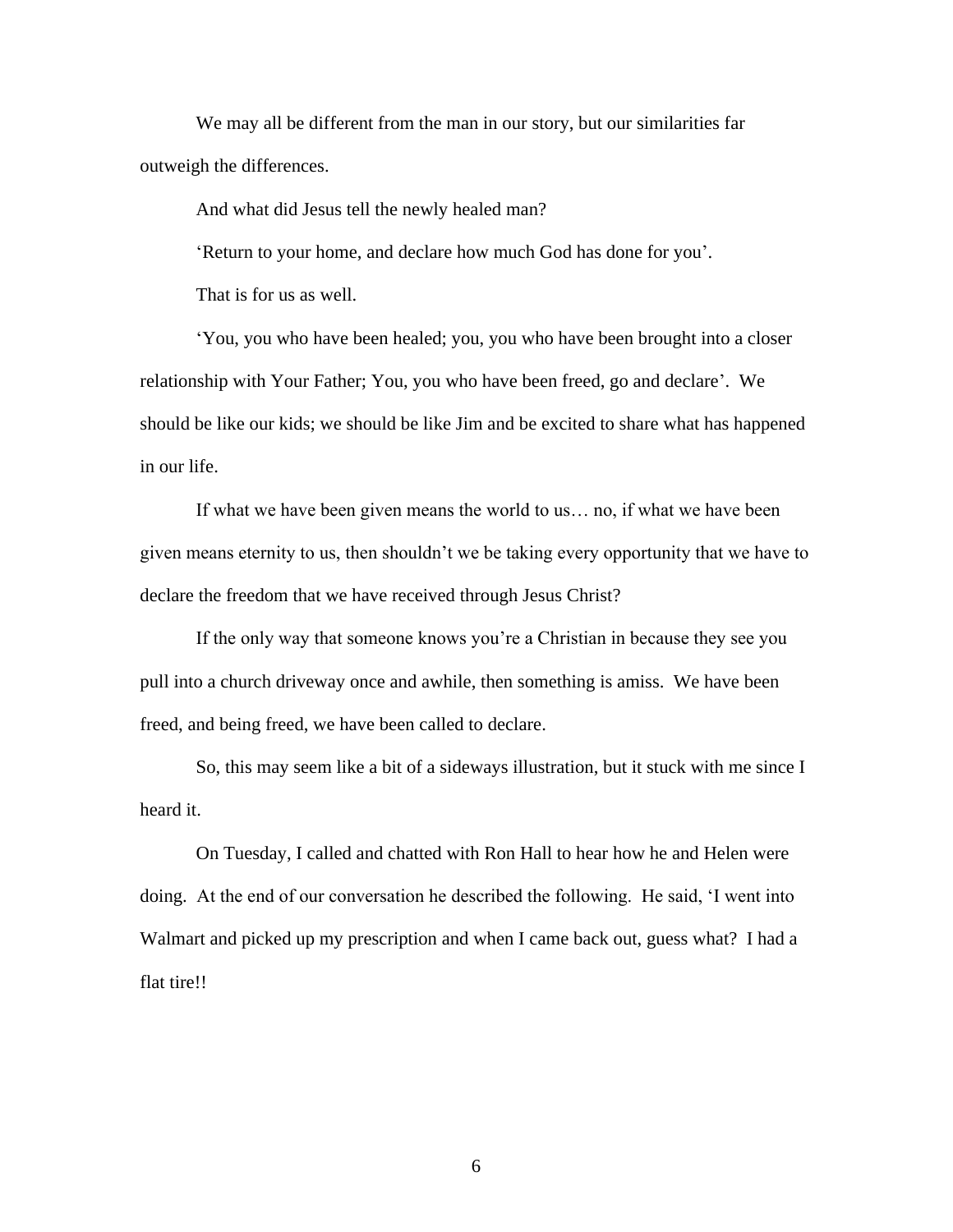We may all be different from the man in our story, but our similarities far outweigh the differences.

And what did Jesus tell the newly healed man?

'Return to your home, and declare how much God has done for you'.

That is for us as well.

'You, you who have been healed; you, you who have been brought into a closer relationship with Your Father; You, you who have been freed, go and declare'. We should be like our kids; we should be like Jim and be excited to share what has happened in our life.

If what we have been given means the world to us… no, if what we have been given means eternity to us, then shouldn't we be taking every opportunity that we have to declare the freedom that we have received through Jesus Christ?

If the only way that someone knows you're a Christian in because they see you pull into a church driveway once and awhile, then something is amiss. We have been freed, and being freed, we have been called to declare.

So, this may seem like a bit of a sideways illustration, but it stuck with me since I heard it.

On Tuesday, I called and chatted with Ron Hall to hear how he and Helen were doing. At the end of our conversation he described the following. He said, 'I went into Walmart and picked up my prescription and when I came back out, guess what? I had a flat tire!!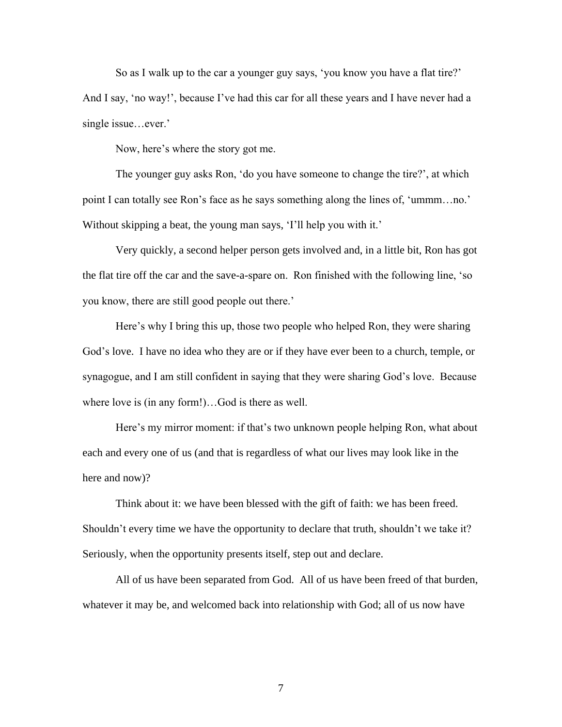So as I walk up to the car a younger guy says, 'you know you have a flat tire?' And I say, 'no way!', because I've had this car for all these years and I have never had a single issue…ever.'

Now, here's where the story got me.

The younger guy asks Ron, 'do you have someone to change the tire?', at which point I can totally see Ron's face as he says something along the lines of, 'ummm…no.' Without skipping a beat, the young man says, 'I'll help you with it.'

Very quickly, a second helper person gets involved and, in a little bit, Ron has got the flat tire off the car and the save-a-spare on. Ron finished with the following line, 'so you know, there are still good people out there.'

Here's why I bring this up, those two people who helped Ron, they were sharing God's love. I have no idea who they are or if they have ever been to a church, temple, or synagogue, and I am still confident in saying that they were sharing God's love. Because where love is (in any form!)…God is there as well.

Here's my mirror moment: if that's two unknown people helping Ron, what about each and every one of us (and that is regardless of what our lives may look like in the here and now)?

Think about it: we have been blessed with the gift of faith: we has been freed. Shouldn't every time we have the opportunity to declare that truth, shouldn't we take it? Seriously, when the opportunity presents itself, step out and declare.

All of us have been separated from God. All of us have been freed of that burden, whatever it may be, and welcomed back into relationship with God; all of us now have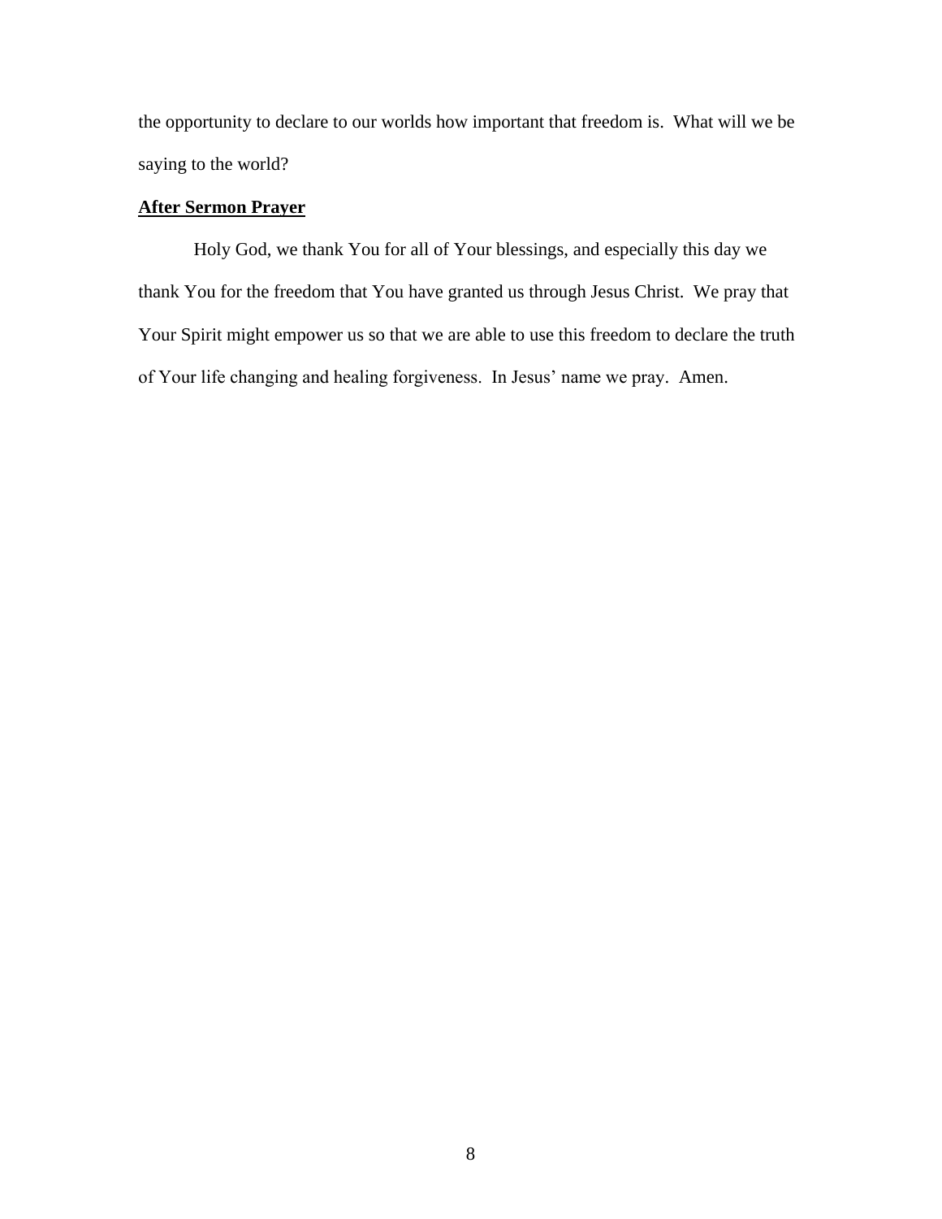the opportunity to declare to our worlds how important that freedom is. What will we be saying to the world?

**After Sermon Prayer**

Holy God, we thank You for all of Your blessings, and especially this day we thank You for the freedom that You have granted us through Jesus Christ. We pray that Your Spirit might empower us so that we are able to use this freedom to declare the truth of Your life changing and healing forgiveness. In Jesus' name we pray. Amen.